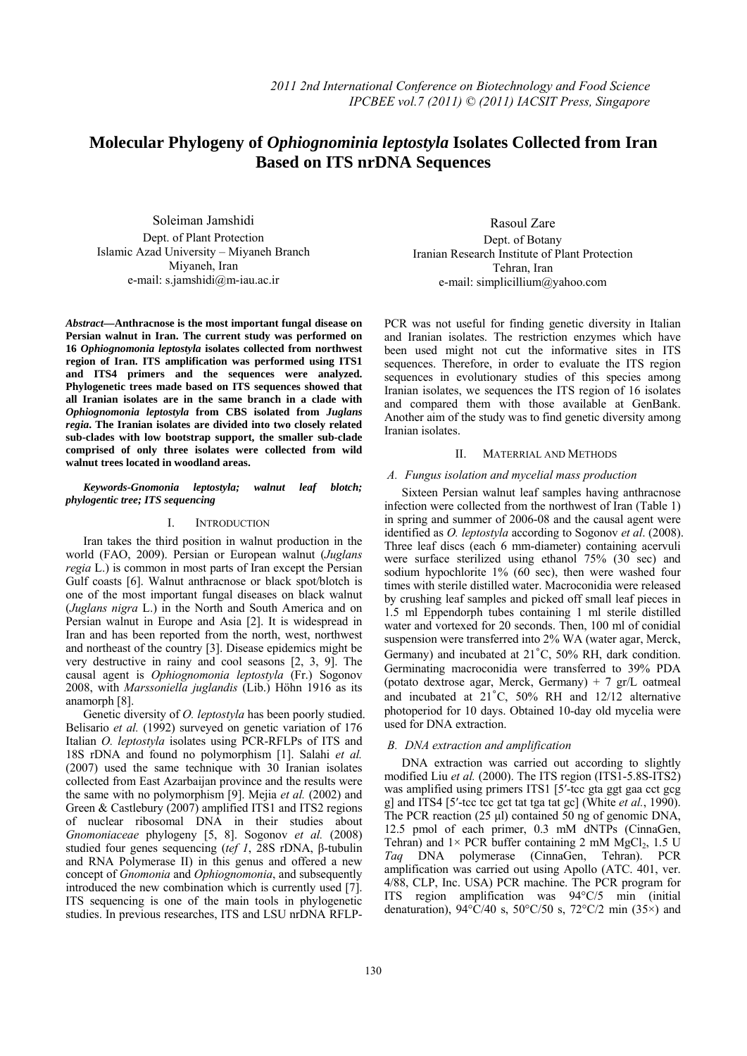# Molecular Phylogeny of *Ophiognominia leptostyla* Isolates Collected from Iran Based on ITS nrDNA Sequences

Soleiman Jamshidi
Dept. of Plant Protection
Islamic Azad University – Miyaneh Branch
Miyaneh, Iran
e-mail: s.jamshidi@m-iau.ac.ir

Rasoul Zare
Dept. of Botany
Iranian Research Institute of Plant Protection
Tehran, Iran
e-mail: simplicillium@yahoo.com

***Abstract*—Anthracnose is the most important fungal disease on Persian walnut in Iran. The current study was performed on 16 *Ophiognomonia leptostyla* isolates collected from northwest region of Iran. ITS amplification was performed using ITS1 and ITS4 primers and the sequences were analyzed. Phylogenetic trees made based on ITS sequences showed that all Iranian isolates are in the same branch in a clade with *Ophiognomonia leptostyla* from CBS isolated from *Juglans regia*. The Iranian isolates are divided into two closely related sub-clades with low bootstrap support, the smaller sub-clade comprised of only three isolates were collected from wild walnut trees located in woodland areas.**

***Keywords-Gnomonia leptostyla; walnut leaf blotch; phylogentic tree; ITS sequencing***

## I. Introduction

Iran takes the third position in walnut production in the world (FAO, 2009). Persian or European walnut (*Juglans regia* L.) is common in most parts of Iran except the Persian Gulf coasts [6]. Walnut anthracnose or black spot/blotch is one of the most important fungal diseases on black walnut (*Juglans nigra* L.) in the North and South America and on Persian walnut in Europe and Asia [2]. It is widespread in Iran and has been reported from the north, west, northwest and northeast of the country [3]. Disease epidemics might be very destructive in rainy and cool seasons [2, 3, 9]. The causal agent is *Ophiognomonia leptostyla* (Fr.) Sogonov 2008, with *Marssoniella juglandis* (Lib.) Höhn 1916 as its anamorph [8].

Genetic diversity of *O. leptostyla* has been poorly studied. Belisario *et al.* (1992) surveyed on genetic variation of 176 Italian *O. leptostyla* isolates using PCR-RFLPs of ITS and 18S rDNA and found no polymorphism [1]. Salahi *et al.* (2007) used the same technique with 30 Iranian isolates collected from East Azarbaijan province and the results were the same with no polymorphism [9]. Mejia *et al.* (2002) and Green & Castlebury (2007) amplified ITS1 and ITS2 regions of nuclear ribosomal DNA in their studies about *Gnomoniaceae* phylogeny [5, 8]. Sogonov *et al.* (2008) studied four genes sequencing (*tef 1*, 28S rDNA, β-tubulin and RNA Polymerase II) in this genus and offered a new concept of *Gnomonia* and *Ophiognomonia*, and subsequently introduced the new combination which is currently used [7]. ITS sequencing is one of the main tools in phylogenetic studies. In previous researches, ITS and LSU nrDNA RFLP-PCR was not useful for finding genetic diversity in Italian and Iranian isolates. The restriction enzymes which have been used might not cut the informative sites in ITS sequences. Therefore, in order to evaluate the ITS region sequences in evolutionary studies of this species among Iranian isolates, we sequences the ITS region of 16 isolates and compared them with those available at GenBank. Another aim of the study was to find genetic diversity among Iranian isolates.

## II. Materrial and Methods

### *A. Fungus isolation and mycelial mass production*

Sixteen Persian walnut leaf samples having anthracnose infection were collected from the northwest of Iran (Table 1) in spring and summer of 2006-08 and the causal agent were identified as *O. leptostyla* according to Sogonov *et al*. (2008). Three leaf discs (each 6 mm-diameter) containing acervuli were surface sterilized using ethanol 75% (30 sec) and sodium hypochlorite 1% (60 sec), then were washed four times with sterile distilled water. Macroconidia were released by crushing leaf samples and picked off small leaf pieces in 1.5 ml Eppendorph tubes containing 1 ml sterile distilled water and vortexed for 20 seconds. Then, 100 ml of conidial suspension were transferred into 2% WA (water agar, Merck, Germany) and incubated at 21˚C, 50% RH, dark condition. Germinating macroconidia were transferred to 39% PDA (potato dextrose agar, Merck, Germany) + 7 gr/L oatmeal and incubated at 21˚C, 50% RH and 12/12 alternative photoperiod for 10 days. Obtained 10-day old mycelia were used for DNA extraction.

### *B. DNA extraction and amplification*

DNA extraction was carried out according to slightly modified Liu *et al.* (2000). The ITS region (ITS1-5.8S-ITS2) was amplified using primers ITS1 [5′-tcc gta ggt gaa cct gcg g] and ITS4 [5′-tcc tcc gct tat tga tat gc] (White *et al.*, 1990). The PCR reaction (25 µl) contained 50 ng of genomic DNA, 12.5 pmol of each primer, 0.3 mM dNTPs (CinnaGen, Tehran) and 1× PCR buffer containing 2 mM $MgCl_2$, 1.5 U *Taq* DNA polymerase (CinnaGen, Tehran). PCR amplification was carried out using Apollo (ATC. 401, ver. 4/88, CLP, Inc. USA) PCR machine. The PCR program for ITS region amplification was 94°C/5 min (initial denaturation), 94°C/40 s, 50°C/50 s, 72°C/2 min (35×) and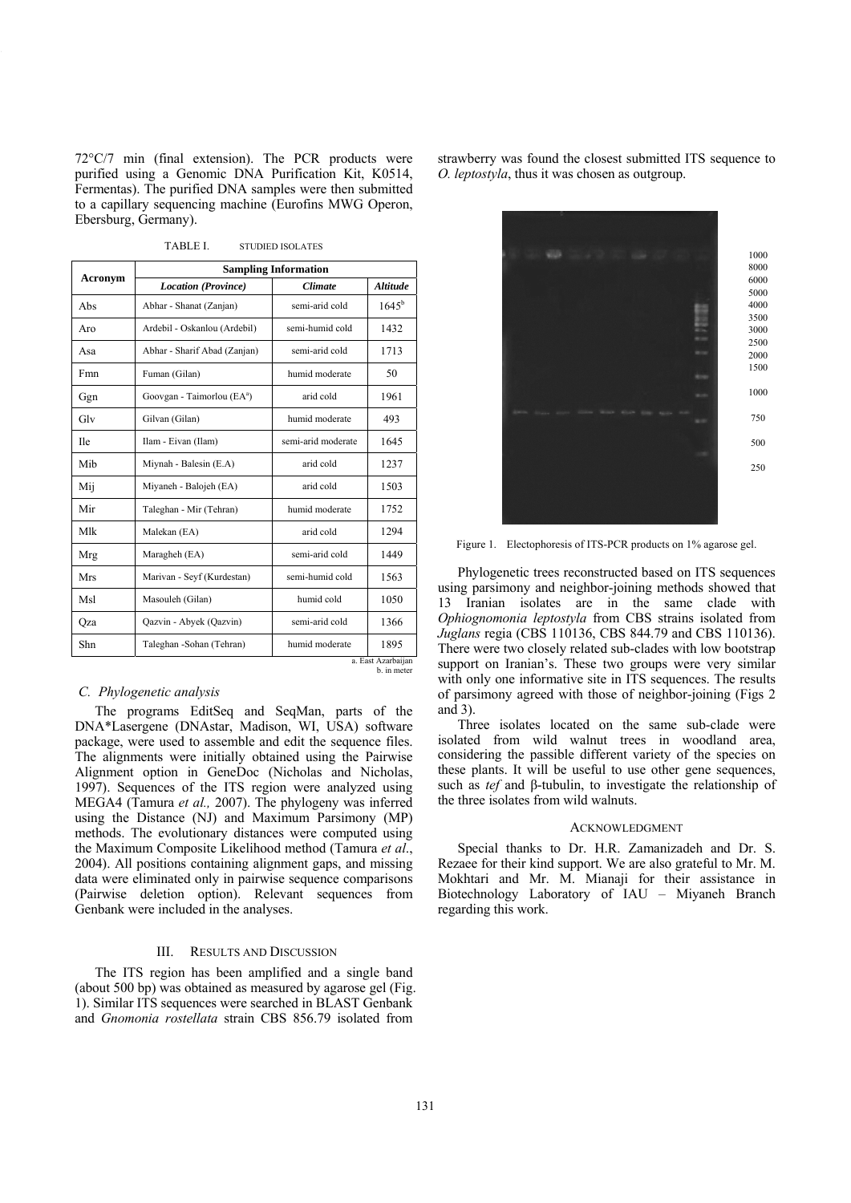72°C/7 min (final extension). The PCR products were purified using a Genomic DNA Purification Kit, K0514, Fermentas). The purified DNA samples were then submitted to a capillary sequencing machine (Eurofins MWG Operon, Ebersburg, Germany).

TABLE I. STUDIED ISOLATES

| Acronym | Sampling Information | | |
|---|---|---|---|
| | *Location (Province)* | *Climate* | *Altitude* |
| Abs | Abhar - Shanat (Zanjan) | semi-arid cold | 1645[b] |
| Aro | Ardebil - Oskanlou (Ardebil) | semi-humid cold | 1432 |
| Asa | Abhar - Sharif Abad (Zanjan) | semi-arid cold | 1713 |
| Fmn | Fuman (Gilan) | humid moderate | 50 |
| Ggn | Goovgan - Taimorlou (EA[a]) | arid cold | 1961 |
| Glv | Gilvan (Gilan) | humid moderate | 493 |
| Ile | Ilam - Eivan (Ilam) | semi-arid moderate | 1645 |
| Mib | Miynah - Balesin (E.A) | arid cold | 1237 |
| Mij | Miyaneh - Balojeh (EA) | arid cold | 1503 |
| Mir | Taleghan - Mir (Tehran) | humid moderate | 1752 |
| Mlk | Malekan (EA) | arid cold | 1294 |
| Mrg | Maragheh (EA) | semi-arid cold | 1449 |
| Mrs | Marivan - Seyf (Kurdestan) | semi-humid cold | 1563 |
| Msl | Masouleh (Gilan) | humid cold | 1050 |
| Qza | Qazvin - Abyek (Qazvin) | semi-arid cold | 1366 |
| Shn | Taleghan -Sohan (Tehran) | humid moderate | 1895 |

a. East Azarbaijan
b. in meter

### C. Phylogenetic analysis

The programs EditSeq and SeqMan, parts of the DNA*Lasergene (DNAstar, Madison, WI, USA) software package, were used to assemble and edit the sequence files. The alignments were initially obtained using the Pairwise Alignment option in GeneDoc (Nicholas and Nicholas, 1997). Sequences of the ITS region were analyzed using MEGA4 (Tamura *et al.,* 2007). The phylogeny was inferred using the Distance (NJ) and Maximum Parsimony (MP) methods. The evolutionary distances were computed using the Maximum Composite Likelihood method (Tamura *et al.*, 2004). All positions containing alignment gaps, and missing data were eliminated only in pairwise sequence comparisons (Pairwise deletion option). Relevant sequences from Genbank were included in the analyses.

## III. Results and Discussion

The ITS region has been amplified and a single band (about 500 bp) was obtained as measured by agarose gel (Fig. 1). Similar ITS sequences were searched in BLAST Genbank and *Gnomonia rostellata* strain CBS 856.79 isolated from strawberry was found the closest submitted ITS sequence to *O. leptostyla*, thus it was chosen as outgroup.

1000
8000
6000
5000
4000
3500
3000
2500
2000
1500
1000
750
500
250

Figure 1. Electophoresis of ITS-PCR products on 1% agarose gel.

Phylogenetic trees reconstructed based on ITS sequences using parsimony and neighbor-joining methods showed that 13 Iranian isolates are in the same clade with *Ophiognomonia leptostyla* from CBS strains isolated from *Juglans* regia (CBS 110136, CBS 844.79 and CBS 110136). There were two closely related sub-clades with low bootstrap support on Iranian's. These two groups were very similar with only one informative site in ITS sequences. The results of parsimony agreed with those of neighbor-joining (Figs 2 and 3).

Three isolates located on the same sub-clade were isolated from wild walnut trees in woodland area, considering the passible different variety of the species on these plants. It will be useful to use other gene sequences, such as *tef* and β-tubulin, to investigate the relationship of the three isolates from wild walnuts.

## Acknowledgment

Special thanks to Dr. H.R. Zamanizadeh and Dr. S. Rezaee for their kind support. We are also grateful to Mr. M. Mokhtari and Mr. M. Mianaji for their assistance in Biotechnology Laboratory of IAU – Miyaneh Branch regarding this work.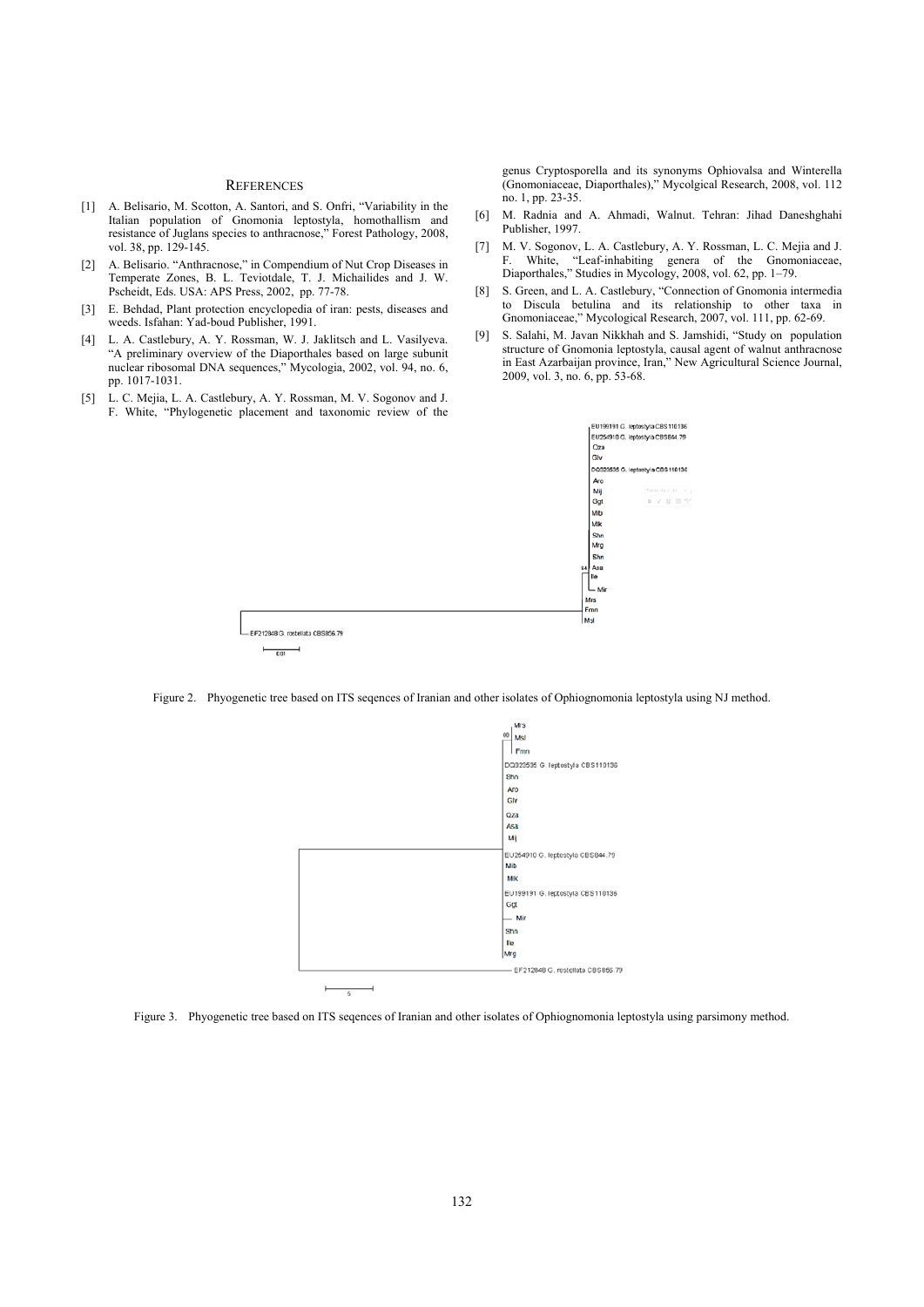## References

[1] A. Belisario, M. Scotton, A. Santori, and S. Onfri, "Variability in the Italian population of Gnomonia leptostyla, homothallism and resistance of Juglans species to anthracnose," Forest Pathology, 2008, vol. 38, pp. 129-145.

[2] A. Belisario. "Anthracnose," in Compendium of Nut Crop Diseases in Temperate Zones, B. L. Teviotdale, T. J. Michailides and J. W. Pscheidt, Eds. USA: APS Press, 2002, pp. 77-78.

[3] E. Behdad, Plant protection encyclopedia of iran: pests, diseases and weeds. Isfahan: Yad-boud Publisher, 1991.

[4] L. A. Castlebury, A. Y. Rossman, W. J. Jaklitsch and L. Vasilyeva. "A preliminary overview of the Diaporthales based on large subunit nuclear ribosomal DNA sequences," Mycologia, 2002, vol. 94, no. 6, pp. 1017-1031.

[5] L. C. Mejia, L. A. Castlebury, A. Y. Rossman, M. V. Sogonov and J. F. White, "Phylogenetic placement and taxonomic review of the genus Cryptosporella and its synonyms Ophiovalsa and Winterella (Gnomoniaceae, Diaporthales)," Mycolgical Research, 2008, vol. 112 no. 1, pp. 23-35.

[6] M. Radnia and A. Ahmadi, Walnut. Tehran: Jihad Daneshghahi Publisher, 1997.

[7] M. V. Sogonov, L. A. Castlebury, A. Y. Rossman, L. C. Mejia and J. F. White, "Leaf-inhabiting genera of the Gnomoniaceae, Diaporthales," Studies in Mycology, 2008, vol. 62, pp. 1–79.

[8] S. Green, and L. A. Castlebury, "Connection of Gnomonia intermedia to Discula betulina and its relationship to other taxa in Gnomoniaceae," Mycological Research, 2007, vol. 111, pp. 62-69.

[9] S. Salahi, M. Javan Nikkhah and S. Jamshidi, "Study on population structure of Gnomonia leptostyla, causal agent of walnut anthracnose in East Azarbaijan province, Iran," New Agricultural Science Journal, 2009, vol. 3, no. 6, pp. 53-68.

EU199191 G. leptostyla CBS110136
EU254910 G. leptostyla CBS844.79
Qza
Glv
DQ323535 G. leptostyla CBS110136
Aro
Mij
Ggt
Mib
Mik
Shn
Mrg
Shn
94
Asa
Ile
Mir
Mrs
Fmn
Msl
EF212848 G. rostellata CBS856.79
0.01

Figure 2. Phyogenetic tree based on ITS seqences of Iranian and other isolates of Ophiognomonia leptostyla using NJ method.

Mrs
60
Msl
Fmn
DQ323535 G. leptostyla CBS110136
Shn
Aro
Glv
Qza
Asa
Mij
EU254910 G. leptostyla CBS844.79
Mib
Mik
EU199191 G. leptostyla CBS110136
Ggt
Mir
Shn
Ile
Mrg
EF212848 G. rostellata CBS856.79
5

Figure 3. Phyogenetic tree based on ITS seqences of Iranian and other isolates of Ophiognomonia leptostyla using parsimony method.